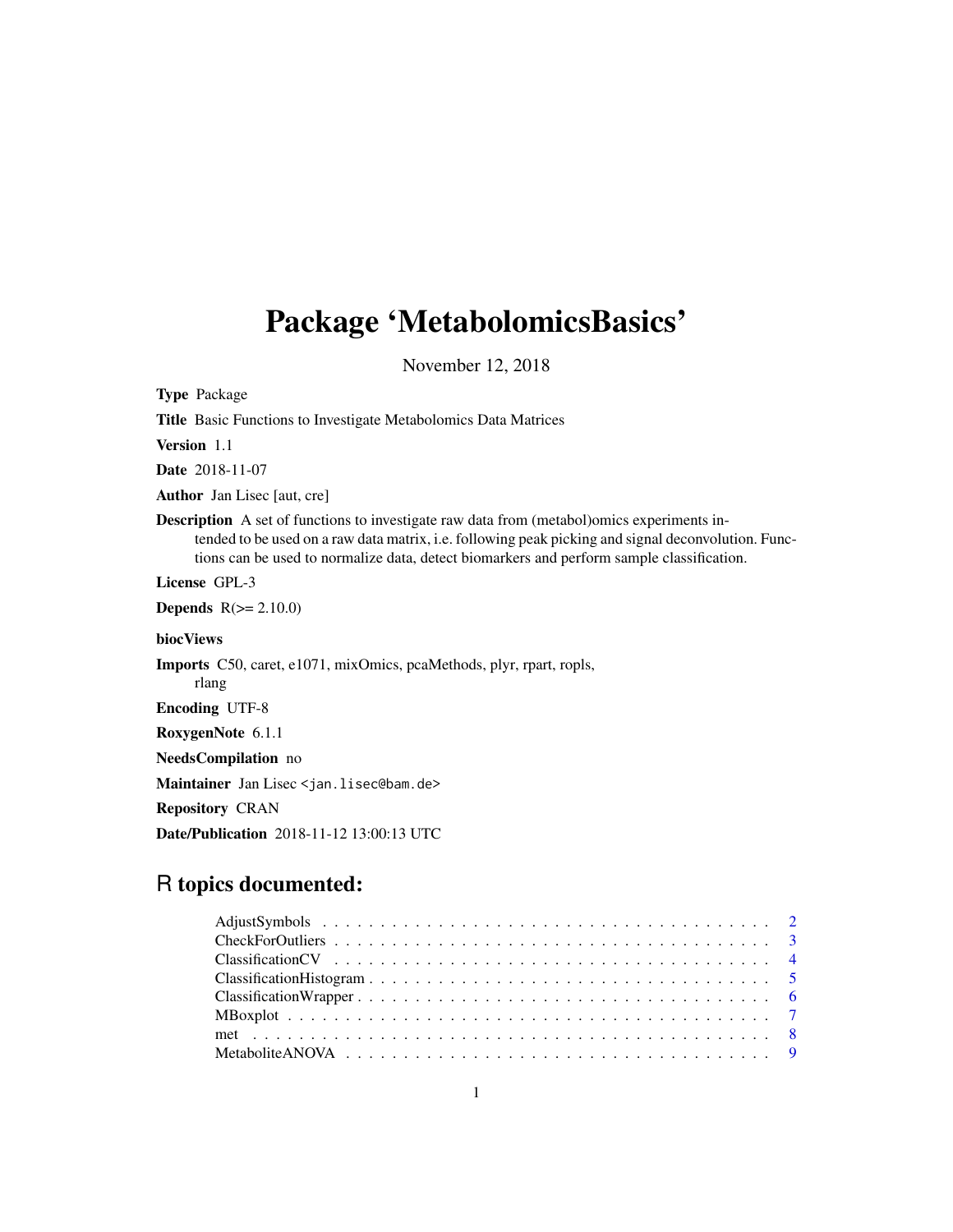# Package 'MetabolomicsBasics'

November 12, 2018

**Type** Package

**Title** Basic Functions to Investigate Metabolomics Data Matrices

**Version** 1.1

**Date** 2018-11-07

**Author** Jan Lisec [aut, cre]

**Description** A set of functions to investigate raw data from (metabol)omics experiments intended to be used on a raw data matrix, i.e. following peak picking and signal deconvolution. Functions can be used to normalize data, detect biomarkers and perform sample classification.

**License** GPL-3

**Depends** R(>= 2.10.0)

**biocViews**

**Imports** C50, caret, e1071, mixOmics, pcaMethods, plyr, rpart, ropls, rlang

**Encoding** UTF-8

**RoxygenNote** 6.1.1

**NeedsCompilation** no

**Maintainer** Jan Lisec <jan.lisec@bam.de>

**Repository** CRAN

**Date/Publication** 2018-11-12 13:00:13 UTC

## R topics documented:

- AdjustSymbols . . . . . . . . . . . . . . . . . . . . . . . . . . . . . . . . . . . . . . 2
- CheckForOutliers . . . . . . . . . . . . . . . . . . . . . . . . . . . . . . . . . . . . . 3
- ClassificationCV . . . . . . . . . . . . . . . . . . . . . . . . . . . . . . . . . . . . . 4
- ClassificationHistogram . . . . . . . . . . . . . . . . . . . . . . . . . . . . . . . . . 5
- ClassificationWrapper . . . . . . . . . . . . . . . . . . . . . . . . . . . . . . . . . . 6
- MBoxplot . . . . . . . . . . . . . . . . . . . . . . . . . . . . . . . . . . . . . . . . . 7
- met . . . . . . . . . . . . . . . . . . . . . . . . . . . . . . . . . . . . . . . . . . . . 8
- MetaboliteANOVA . . . . . . . . . . . . . . . . . . . . . . . . . . . . . . . . . . . . 9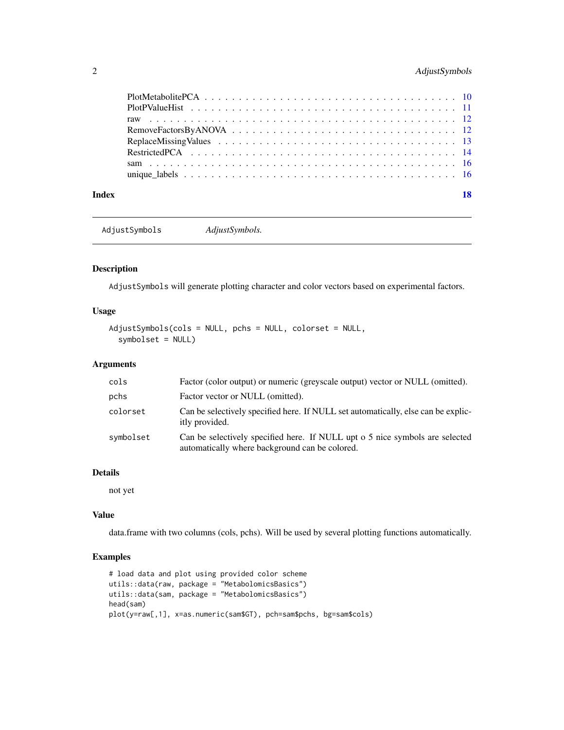PlotMetabolitePCA . . . . . . . . . . . . . . . . . . . . . . . . . . . . . . . . . . . 10
PlotPValueHist . . . . . . . . . . . . . . . . . . . . . . . . . . . . . . . . . . . . . 11
raw . . . . . . . . . . . . . . . . . . . . . . . . . . . . . . . . . . . . . . . . . . . 12
RemoveFactorsByANOVA . . . . . . . . . . . . . . . . . . . . . . . . . . . . . . . . . 12
ReplaceMissingValues . . . . . . . . . . . . . . . . . . . . . . . . . . . . . . . . . . 13
RestrictedPCA . . . . . . . . . . . . . . . . . . . . . . . . . . . . . . . . . . . . . . 14
sam . . . . . . . . . . . . . . . . . . . . . . . . . . . . . . . . . . . . . . . . . . . 16
unique_labels . . . . . . . . . . . . . . . . . . . . . . . . . . . . . . . . . . . . . . 16

**Index** **18**

---

`AdjustSymbols` *AdjustSymbols.*

---

### Description

`AdjustSymbols` will generate plotting character and color vectors based on experimental factors.

### Usage

```
AdjustSymbols(cols = NULL, pchs = NULL, colorset = NULL,
  symbolset = NULL)
```

### Arguments

| | |
|---|---|
| `cols` | Factor (color output) or numeric (greyscale output) vector or NULL (omitted). |
| `pchs` | Factor vector or NULL (omitted). |
| `colorset` | Can be selectively specified here. If NULL set automatically, else can be explicitly provided. |
| `symbolset` | Can be selectively specified here. If NULL upt o 5 nice symbols are selected automatically where background can be colored. |

### Details

not yet

### Value

data.frame with two columns (cols, pchs). Will be used by several plotting functions automatically.

### Examples

```
# load data and plot using provided color scheme
utils::data(raw, package = "MetabolomicsBasics")
utils::data(sam, package = "MetabolomicsBasics")
head(sam)
plot(y=raw[,1], x=as.numeric(sam$GT), pch=sam$pchs, bg=sam$cols)
```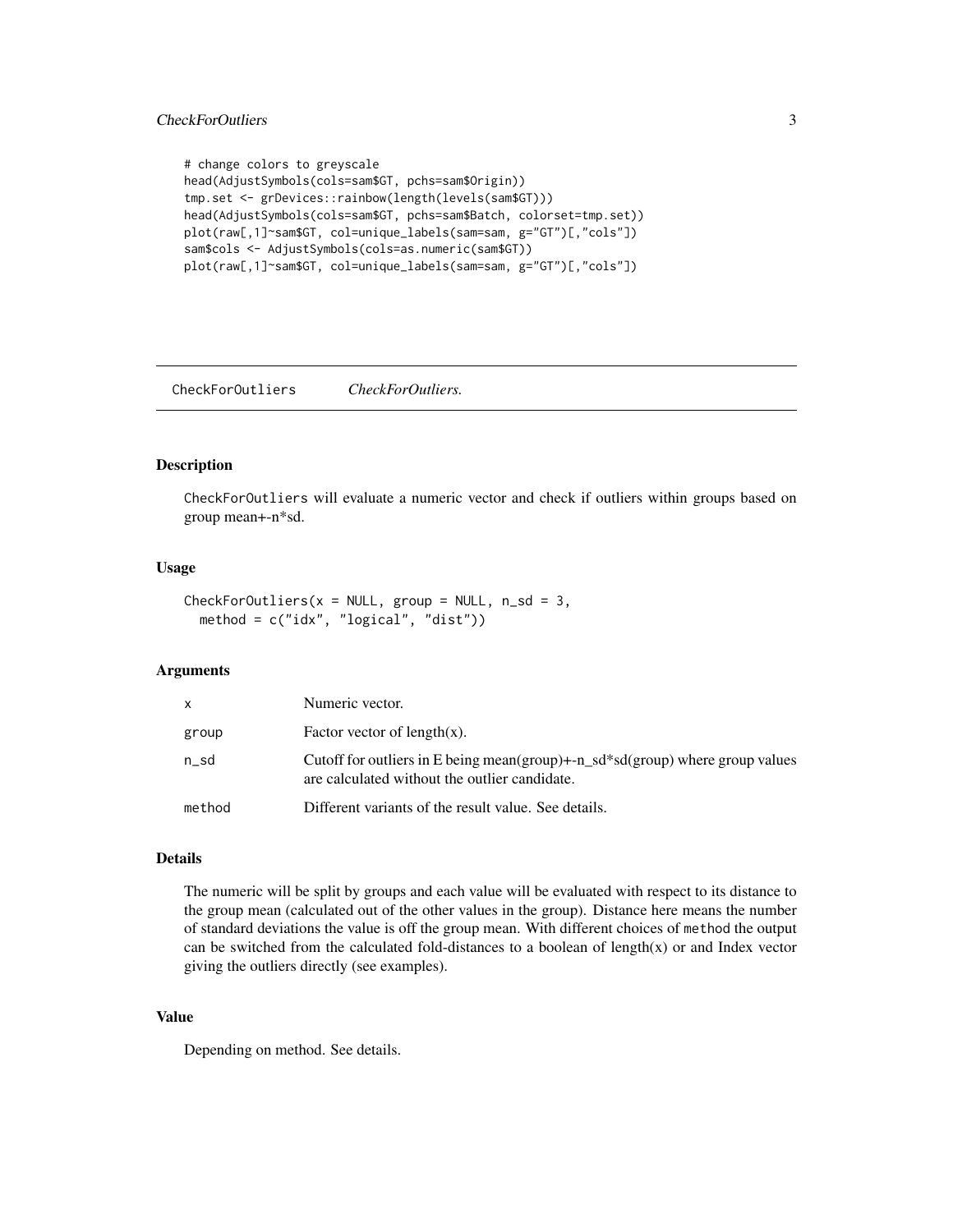```
# change colors to greyscale
head(AdjustSymbols(cols=sam$GT, pchs=sam$Origin))
tmp.set <- grDevices::rainbow(length(levels(sam$GT)))
head(AdjustSymbols(cols=sam$GT, pchs=sam$Batch, colorset=tmp.set))
plot(raw[,1]~sam$GT, col=unique_labels(sam=sam, g="GT")[,"cols"])
sam$cols <- AdjustSymbols(cols=as.numeric(sam$GT))
plot(raw[,1]~sam$GT, col=unique_labels(sam=sam, g="GT")[,"cols"])
```

---

## CheckForOutliers    *CheckForOutliers.*

---

### Description

`CheckForOutliers` will evaluate a numeric vector and check if outliers within groups based on group mean+-n*sd.

### Usage

```
CheckForOutliers(x = NULL, group = NULL, n_sd = 3,
  method = c("idx", "logical", "dist"))
```

### Arguments

| | |
|---|---|
| x | Numeric vector. |
| group | Factor vector of length(x). |
| n_sd | Cutoff for outliers in E being mean(group)+-n_sd*sd(group) where group values are calculated without the outlier candidate. |
| method | Different variants of the result value. See details. |

### Details

The numeric will be split by groups and each value will be evaluated with respect to its distance to the group mean (calculated out of the other values in the group). Distance here means the number of standard deviations the value is off the group mean. With different choices of `method` the output can be switched from the calculated fold-distances to a boolean of length(x) or and Index vector giving the outliers directly (see examples).

### Value

Depending on method. See details.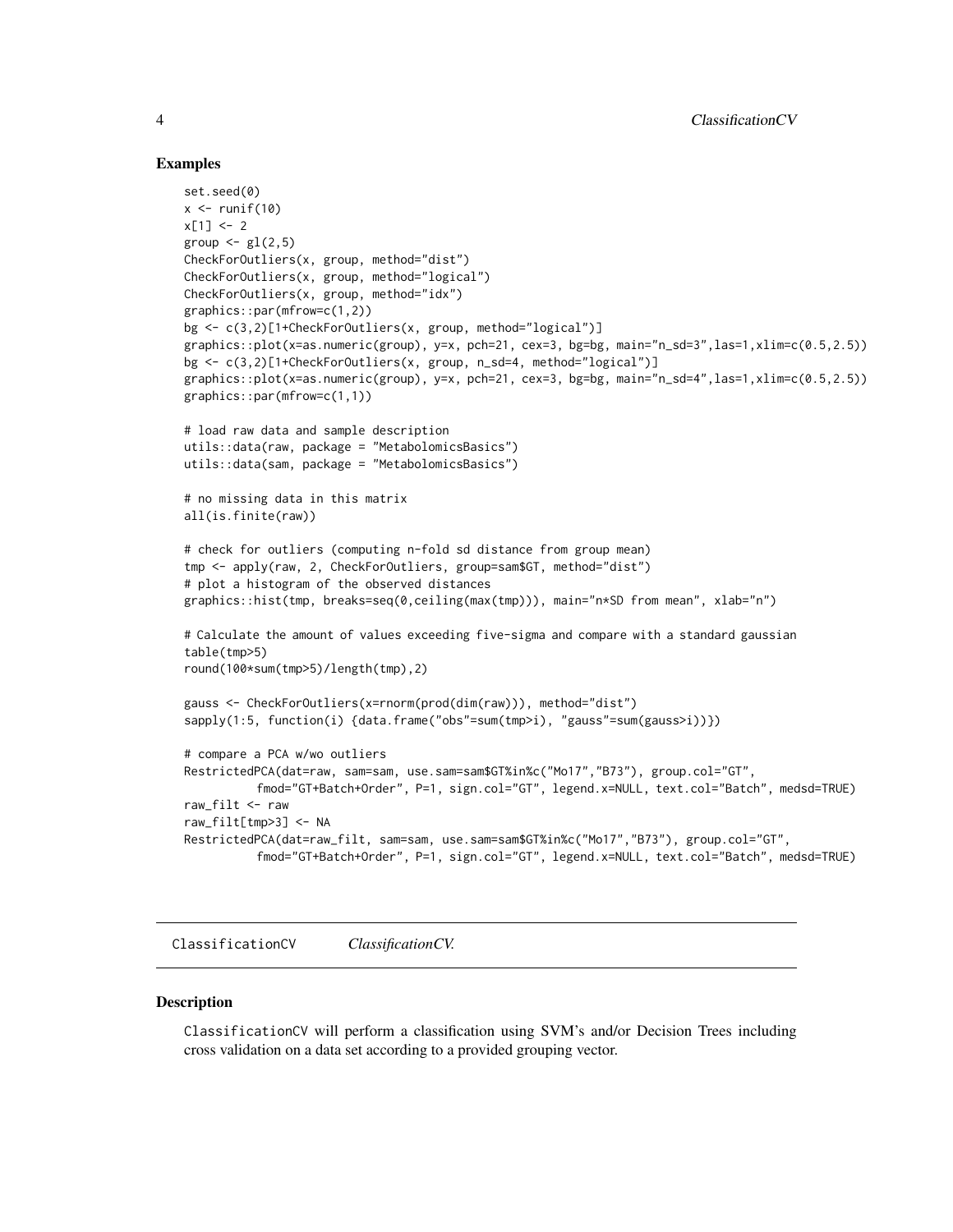## Examples

```
set.seed(0)
x <- runif(10)
x[1] <- 2
group <- gl(2,5)
CheckForOutliers(x, group, method="dist")
CheckForOutliers(x, group, method="logical")
CheckForOutliers(x, group, method="idx")
graphics::par(mfrow=c(1,2))
bg <- c(3,2)[1+CheckForOutliers(x, group, method="logical")]
graphics::plot(x=as.numeric(group), y=x, pch=21, cex=3, bg=bg, main="n_sd=3",las=1,xlim=c(0.5,2.5))
bg <- c(3,2)[1+CheckForOutliers(x, group, n_sd=4, method="logical")]
graphics::plot(x=as.numeric(group), y=x, pch=21, cex=3, bg=bg, main="n_sd=4",las=1,xlim=c(0.5,2.5))
graphics::par(mfrow=c(1,1))

# load raw data and sample description
utils::data(raw, package = "MetabolomicsBasics")
utils::data(sam, package = "MetabolomicsBasics")

# no missing data in this matrix
all(is.finite(raw))

# check for outliers (computing n-fold sd distance from group mean)
tmp <- apply(raw, 2, CheckForOutliers, group=sam$GT, method="dist")
# plot a histogram of the observed distances
graphics::hist(tmp, breaks=seq(0,ceiling(max(tmp))), main="n*SD from mean", xlab="n")

# Calculate the amount of values exceeding five-sigma and compare with a standard gaussian
table(tmp>5)
round(100*sum(tmp>5)/length(tmp),2)

gauss <- CheckForOutliers(x=rnorm(prod(dim(raw))), method="dist")
sapply(1:5, function(i) {data.frame("obs"=sum(tmp>i), "gauss"=sum(gauss>i))})

# compare a PCA w/wo outliers
RestrictedPCA(dat=raw, sam=sam, use.sam=sam$GT%in%c("Mo17","B73"), group.col="GT",
          fmod="GT+Batch+Order", P=1, sign.col="GT", legend.x=NULL, text.col="Batch", medsd=TRUE)
raw_filt <- raw
raw_filt[tmp>3] <- NA
RestrictedPCA(dat=raw_filt, sam=sam, use.sam=sam$GT%in%c("Mo17","B73"), group.col="GT",
          fmod="GT+Batch+Order", P=1, sign.col="GT", legend.x=NULL, text.col="Batch", medsd=TRUE)
```

---

# ClassificationCV &emsp; *ClassificationCV.*

---

## Description

ClassificationCV will perform a classification using SVM's and/or Decision Trees including cross validation on a data set according to a provided grouping vector.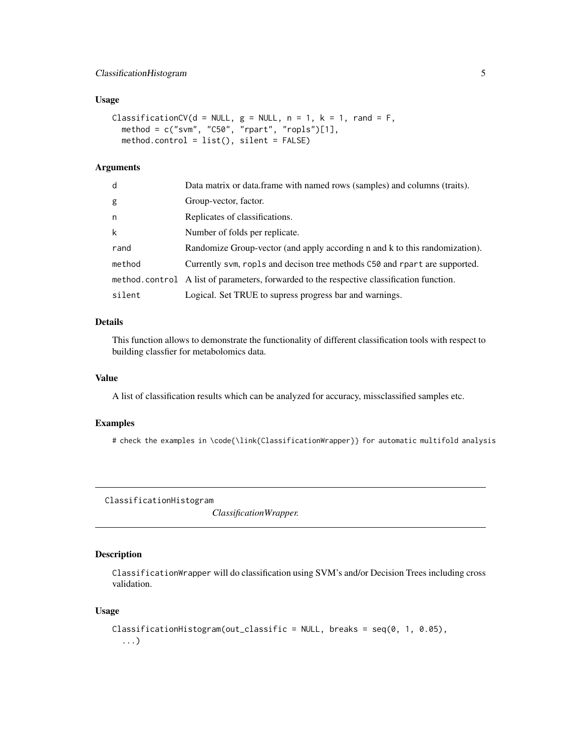## Usage

```
ClassificationCV(d = NULL, g = NULL, n = 1, k = 1, rand = F,
  method = c("svm", "C50", "rpart", "ropls")[1],
  method.control = list(), silent = FALSE)
```

## Arguments

| | |
|---|---|
| d | Data matrix or data.frame with named rows (samples) and columns (traits). |
| g | Group-vector, factor. |
| n | Replicates of classifications. |
| k | Number of folds per replicate. |
| rand | Randomize Group-vector (and apply according n and k to this randomization). |
| method | Currently svm, ropls and decison tree methods C50 and rpart are supported. |
| method.control | A list of parameters, forwarded to the respective classification function. |
| silent | Logical. Set TRUE to supress progress bar and warnings. |

## Details

This function allows to demonstrate the functionality of different classification tools with respect to building classfier for metabolomics data.

## Value

A list of classification results which can be analyzed for accuracy, missclassified samples etc.

## Examples

```
# check the examples in \code{\link{ClassificationWrapper}} for automatic multifold analysis
```

---

# ClassificationHistogram    *ClassificationWrapper.*

## Description

ClassificationWrapper will do classification using SVM's and/or Decision Trees including cross validation.

## Usage

```
ClassificationHistogram(out_classific = NULL, breaks = seq(0, 1, 0.05),
  ...)
```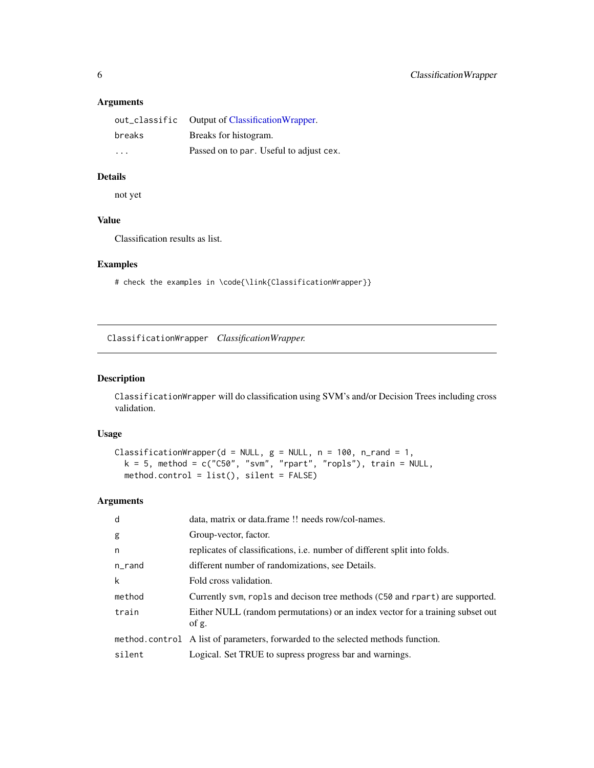### Arguments

| | |
|---|---|
| `out_classific` | Output of ClassificationWrapper. |
| `breaks` | Breaks for histogram. |
| `...` | Passed on to `par`. Useful to adjust `cex`. |

### Details

not yet

### Value

Classification results as list.

### Examples

```
# check the examples in \code{\link{ClassificationWrapper}}
```

---

## ClassificationWrapper    *ClassificationWrapper.*

---

### Description

`ClassificationWrapper` will do classification using SVM's and/or Decision Trees including cross validation.

### Usage

```
ClassificationWrapper(d = NULL, g = NULL, n = 100, n_rand = 1,
  k = 5, method = c("C50", "svm", "rpart", "ropls"), train = NULL,
  method.control = list(), silent = FALSE)
```

### Arguments

| | |
|---|---|
| `d` | data, matrix or data.frame !! needs row/col-names. |
| `g` | Group-vector, factor. |
| `n` | replicates of classifications, i.e. number of different split into folds. |
| `n_rand` | different number of randomizations, see Details. |
| `k` | Fold cross validation. |
| `method` | Currently `svm`, `ropls` and decison tree methods (`C50` and `rpart`) are supported. |
| `train` | Either NULL (random permutations) or an index vector for a training subset out of `g`. |
| `method.control` | A list of parameters, forwarded to the selected methods function. |
| `silent` | Logical. Set TRUE to supress progress bar and warnings. |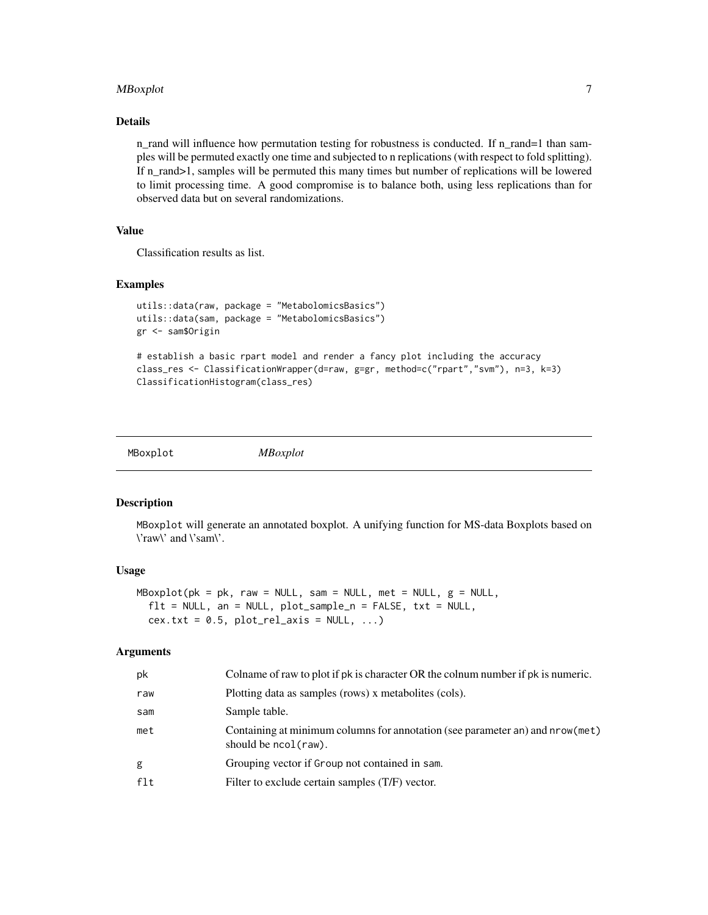## Details

n_rand will influence how permutation testing for robustness is conducted. If n_rand=1 than samples will be permuted exactly one time and subjected to n replications (with respect to fold splitting). If n_rand>1, samples will be permuted this many times but number of replications will be lowered to limit processing time. A good compromise is to balance both, using less replications than for observed data but on several randomizations.

## Value

Classification results as list.

## Examples

```
utils::data(raw, package = "MetabolomicsBasics")
utils::data(sam, package = "MetabolomicsBasics")
gr <- sam$Origin

# establish a basic rpart model and render a fancy plot including the accuracy
class_res <- ClassificationWrapper(d=raw, g=gr, method=c("rpart","svm"), n=3, k=3)
ClassificationHistogram(class_res)
```

---

# MBoxplot *MBoxplot*

## Description

MBoxplot will generate an annotated boxplot. A unifying function for MS-data Boxplots based on \'raw\' and \'sam\'.

## Usage

```
MBoxplot(pk = pk, raw = NULL, sam = NULL, met = NULL, g = NULL,
  flt = NULL, an = NULL, plot_sample_n = FALSE, txt = NULL,
  cex.txt = 0.5, plot_rel_axis = NULL, ...)
```

## Arguments

| | |
|---|---|
| pk | Colname of raw to plot if pk is character OR the colnum number if pk is numeric. |
| raw | Plotting data as samples (rows) x metabolites (cols). |
| sam | Sample table. |
| met | Containing at minimum columns for annotation (see parameter an) and nrow(met) should be ncol(raw). |
| g | Grouping vector if Group not contained in sam. |
| flt | Filter to exclude certain samples (T/F) vector. |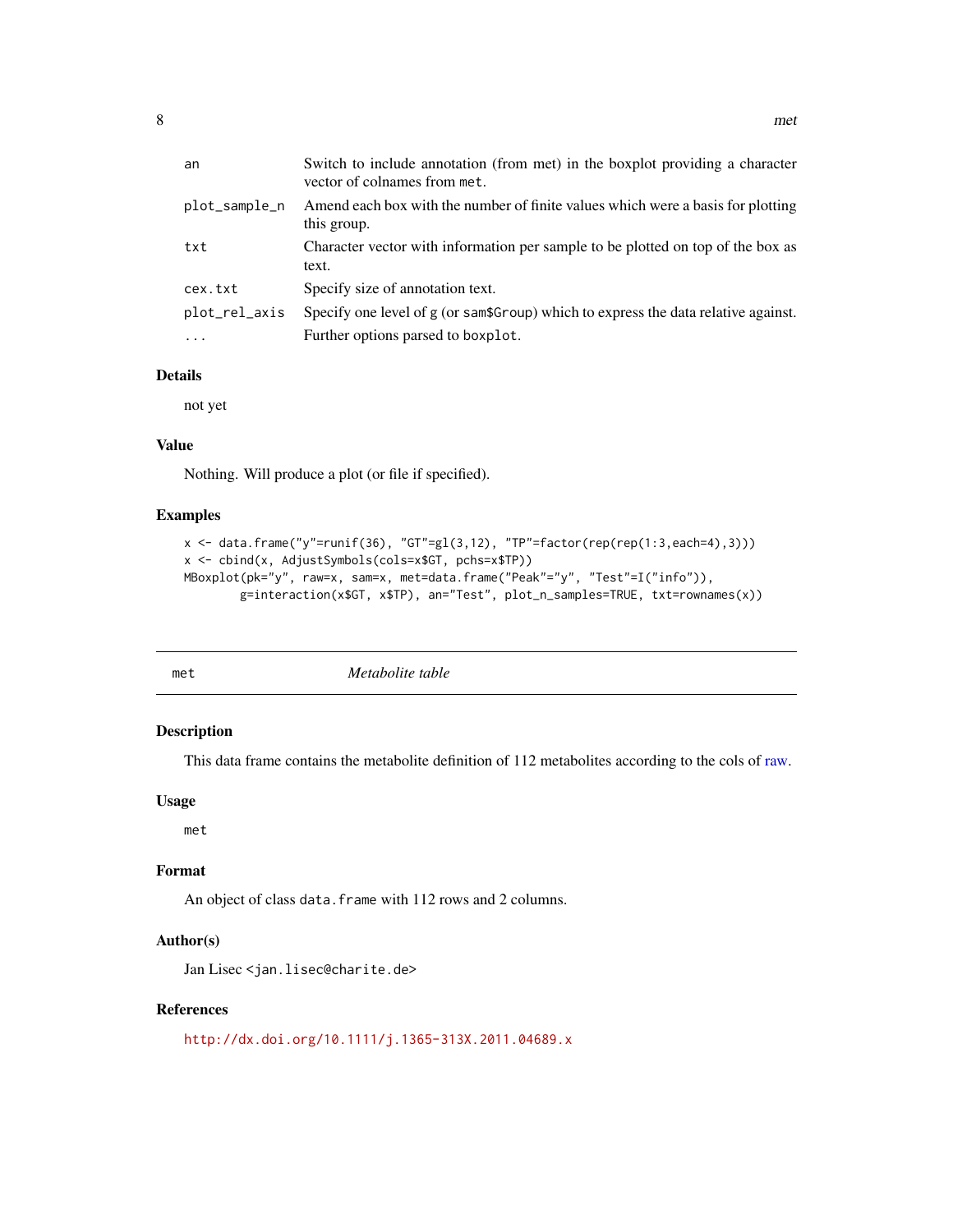| | |
|---|---|
| an | Switch to include annotation (from met) in the boxplot providing a character vector of colnames from `met`. |
| plot_sample_n | Amend each box with the number of finite values which were a basis for plotting this group. |
| txt | Character vector with information per sample to be plotted on top of the box as text. |
| cex.txt | Specify size of annotation text. |
| plot_rel_axis | Specify one level of g (or `sam$Group`) which to express the data relative against. |
| ... | Further options parsed to `boxplot`. |

### Details

not yet

### Value

Nothing. Will produce a plot (or file if specified).

### Examples

```
x <- data.frame("y"=runif(36), "GT"=gl(3,12), "TP"=factor(rep(rep(1:3,each=4),3)))
x <- cbind(x, AdjustSymbols(cols=x$GT, pchs=x$TP))
MBoxplot(pk="y", raw=x, sam=x, met=data.frame("Peak"="y", "Test"=I("info")),
        g=interaction(x$GT, x$TP), an="Test", plot_n_samples=TRUE, txt=rownames(x))
```

---

## met — *Metabolite table*

---

### Description

This data frame contains the metabolite definition of 112 metabolites according to the cols of raw.

### Usage

```
met
```

### Format

An object of class `data.frame` with 112 rows and 2 columns.

### Author(s)

Jan Lisec <jan.lisec@charite.de>

### References

http://dx.doi.org/10.1111/j.1365-313X.2011.04689.x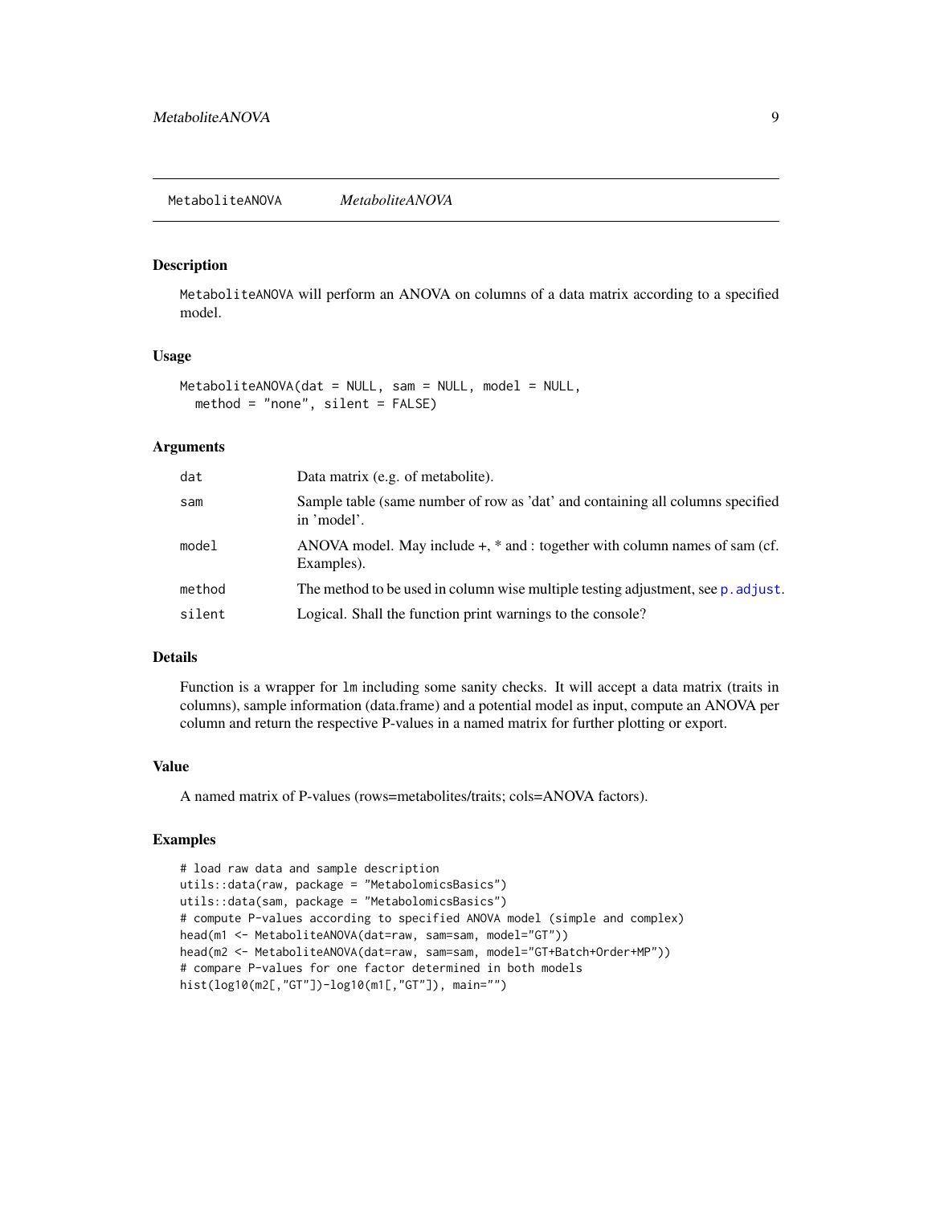MetaboliteANOVA *MetaboliteANOVA*

## Description

MetaboliteANOVA will perform an ANOVA on columns of a data matrix according to a specified model.

## Usage

```
MetaboliteANOVA(dat = NULL, sam = NULL, model = NULL,
  method = "none", silent = FALSE)
```

## Arguments

| | |
|---|---|
| dat | Data matrix (e.g. of metabolite). |
| sam | Sample table (same number of row as 'dat' and containing all columns specified in 'model'. |
| model | ANOVA model. May include +, * and : together with column names of sam (cf. Examples). |
| method | The method to be used in column wise multiple testing adjustment, see p.adjust. |
| silent | Logical. Shall the function print warnings to the console? |

## Details

Function is a wrapper for lm including some sanity checks. It will accept a data matrix (traits in columns), sample information (data.frame) and a potential model as input, compute an ANOVA per column and return the respective P-values in a named matrix for further plotting or export.

## Value

A named matrix of P-values (rows=metabolites/traits; cols=ANOVA factors).

## Examples

```
# load raw data and sample description
utils::data(raw, package = "MetabolomicsBasics")
utils::data(sam, package = "MetabolomicsBasics")
# compute P-values according to specified ANOVA model (simple and complex)
head(m1 <- MetaboliteANOVA(dat=raw, sam=sam, model="GT"))
head(m2 <- MetaboliteANOVA(dat=raw, sam=sam, model="GT+Batch+Order+MP"))
# compare P-values for one factor determined in both models
hist(log10(m2[,"GT"])-log10(m1[,"GT"]), main="")
```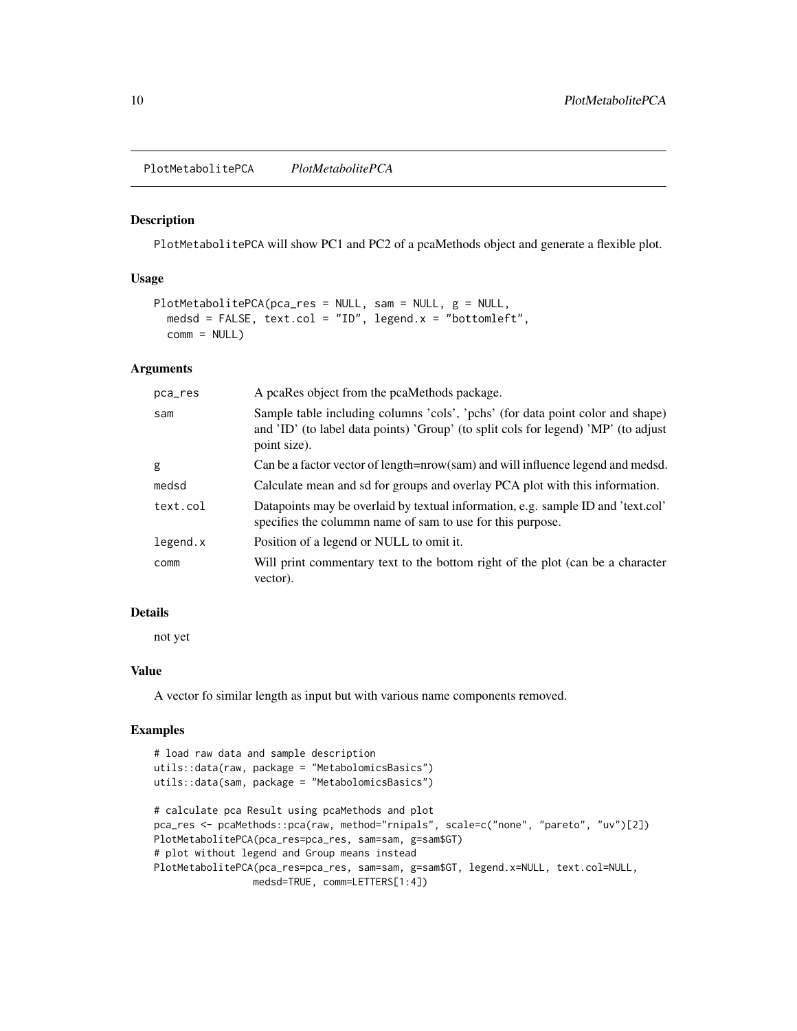## PlotMetabolitePCA *PlotMetabolitePCA*

### Description

PlotMetabolitePCA will show PC1 and PC2 of a pcaMethods object and generate a flexible plot.

### Usage

```
PlotMetabolitePCA(pca_res = NULL, sam = NULL, g = NULL,
  medsd = FALSE, text.col = "ID", legend.x = "bottomleft",
  comm = NULL)
```

### Arguments

| | |
|---|---|
| pca_res | A pcaRes object from the pcaMethods package. |
| sam | Sample table including columns 'cols', 'pchs' (for data point color and shape) and 'ID' (to label data points) 'Group' (to split cols for legend) 'MP' (to adjust point size). |
| g | Can be a factor vector of length=nrow(sam) and will influence legend and medsd. |
| medsd | Calculate mean and sd for groups and overlay PCA plot with this information. |
| text.col | Datapoints may be overlaid by textual information, e.g. sample ID and 'text.col' specifies the colummn name of sam to use for this purpose. |
| legend.x | Position of a legend or NULL to omit it. |
| comm | Will print commentary text to the bottom right of the plot (can be a character vector). |

### Details

not yet

### Value

A vector fo similar length as input but with various name components removed.

### Examples

```
# load raw data and sample description
utils::data(raw, package = "MetabolomicsBasics")
utils::data(sam, package = "MetabolomicsBasics")

# calculate pca Result using pcaMethods and plot
pca_res <- pcaMethods::pca(raw, method="rnipals", scale=c("none", "pareto", "uv")[2])
PlotMetabolitePCA(pca_res=pca_res, sam=sam, g=sam$GT)
# plot without legend and Group means instead
PlotMetabolitePCA(pca_res=pca_res, sam=sam, g=sam$GT, legend.x=NULL, text.col=NULL,
                  medsd=TRUE, comm=LETTERS[1:4])
```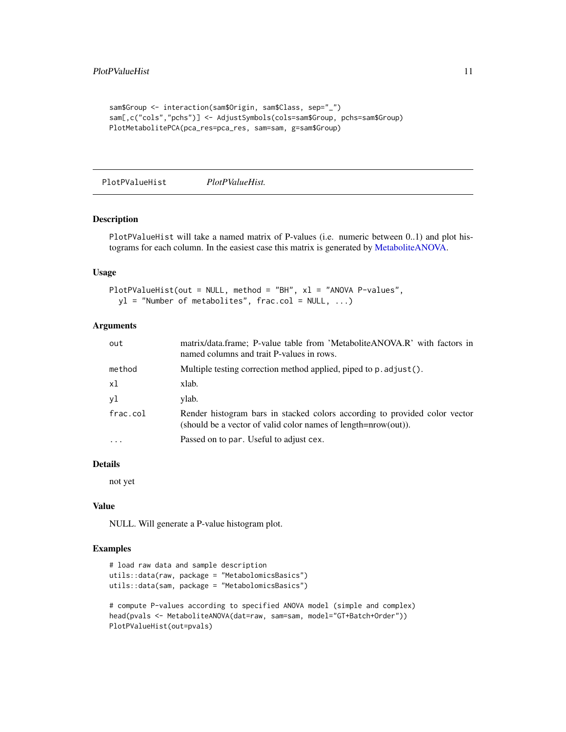```
sam$Group <- interaction(sam$Origin, sam$Class, sep="_")
sam[,c("cols","pchs")] <- AdjustSymbols(cols=sam$Group, pchs=sam$Group)
PlotMetabolitePCA(pca_res=pca_res, sam=sam, g=sam$Group)
```

---

## PlotPValueHist *PlotPValueHist.*

---

### Description

PlotPValueHist will take a named matrix of P-values (i.e. numeric between 0..1) and plot histograms for each column. In the easiest case this matrix is generated by MetaboliteANOVA.

### Usage

```
PlotPValueHist(out = NULL, method = "BH", xl = "ANOVA P-values",
  yl = "Number of metabolites", frac.col = NULL, ...)
```

### Arguments

| | |
|---|---|
| out | matrix/data.frame; P-value table from 'MetaboliteANOVA.R' with factors in named columns and trait P-values in rows. |
| method | Multiple testing correction method applied, piped to p.adjust(). |
| xl | xlab. |
| yl | ylab. |
| frac.col | Render histogram bars in stacked colors according to provided color vector (should be a vector of valid color names of length=nrow(out)). |
| ... | Passed on to par. Useful to adjust cex. |

### Details

not yet

### Value

NULL. Will generate a P-value histogram plot.

### Examples

```
# load raw data and sample description
utils::data(raw, package = "MetabolomicsBasics")
utils::data(sam, package = "MetabolomicsBasics")

# compute P-values according to specified ANOVA model (simple and complex)
head(pvals <- MetaboliteANOVA(dat=raw, sam=sam, model="GT+Batch+Order"))
PlotPValueHist(out=pvals)
```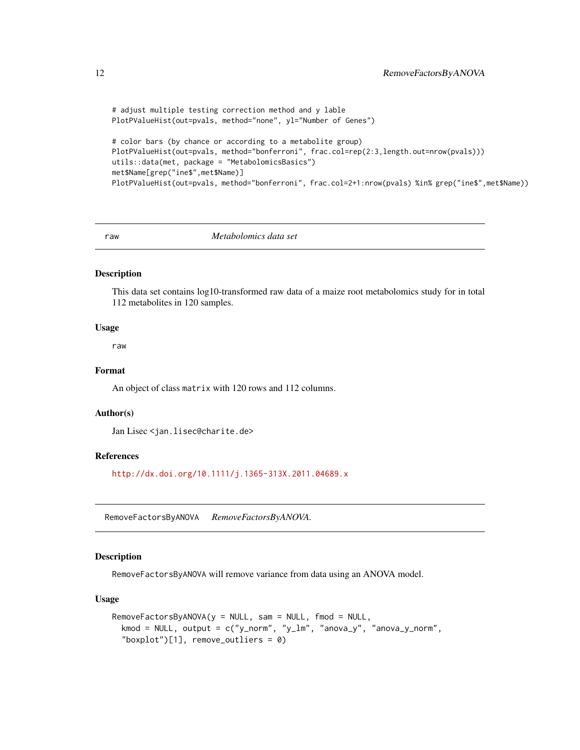```
# adjust multiple testing correction method and y lable
PlotPValueHist(out=pvals, method="none", yl="Number of Genes")

# color bars (by chance or according to a metabolite group)
PlotPValueHist(out=pvals, method="bonferroni", frac.col=rep(2:3,length.out=nrow(pvals)))
utils::data(met, package = "MetabolomicsBasics")
met$Name[grep("ine$",met$Name)]
PlotPValueHist(out=pvals, method="bonferroni", frac.col=2+1:nrow(pvals) %in% grep("ine$",met$Name))
```

## raw *Metabolomics data set*

### Description

This data set contains log10-transformed raw data of a maize root metabolomics study for in total 112 metabolites in 120 samples.

### Usage

```
raw
```

### Format

An object of class `matrix` with 120 rows and 112 columns.

### Author(s)

Jan Lisec <jan.lisec@charite.de>

### References

http://dx.doi.org/10.1111/j.1365-313X.2011.04689.x

## RemoveFactorsByANOVA *RemoveFactorsByANOVA.*

### Description

`RemoveFactorsByANOVA` will remove variance from data using an ANOVA model.

### Usage

```
RemoveFactorsByANOVA(y = NULL, sam = NULL, fmod = NULL,
  kmod = NULL, output = c("y_norm", "y_lm", "anova_y", "anova_y_norm",
  "boxplot")[1], remove_outliers = 0)
```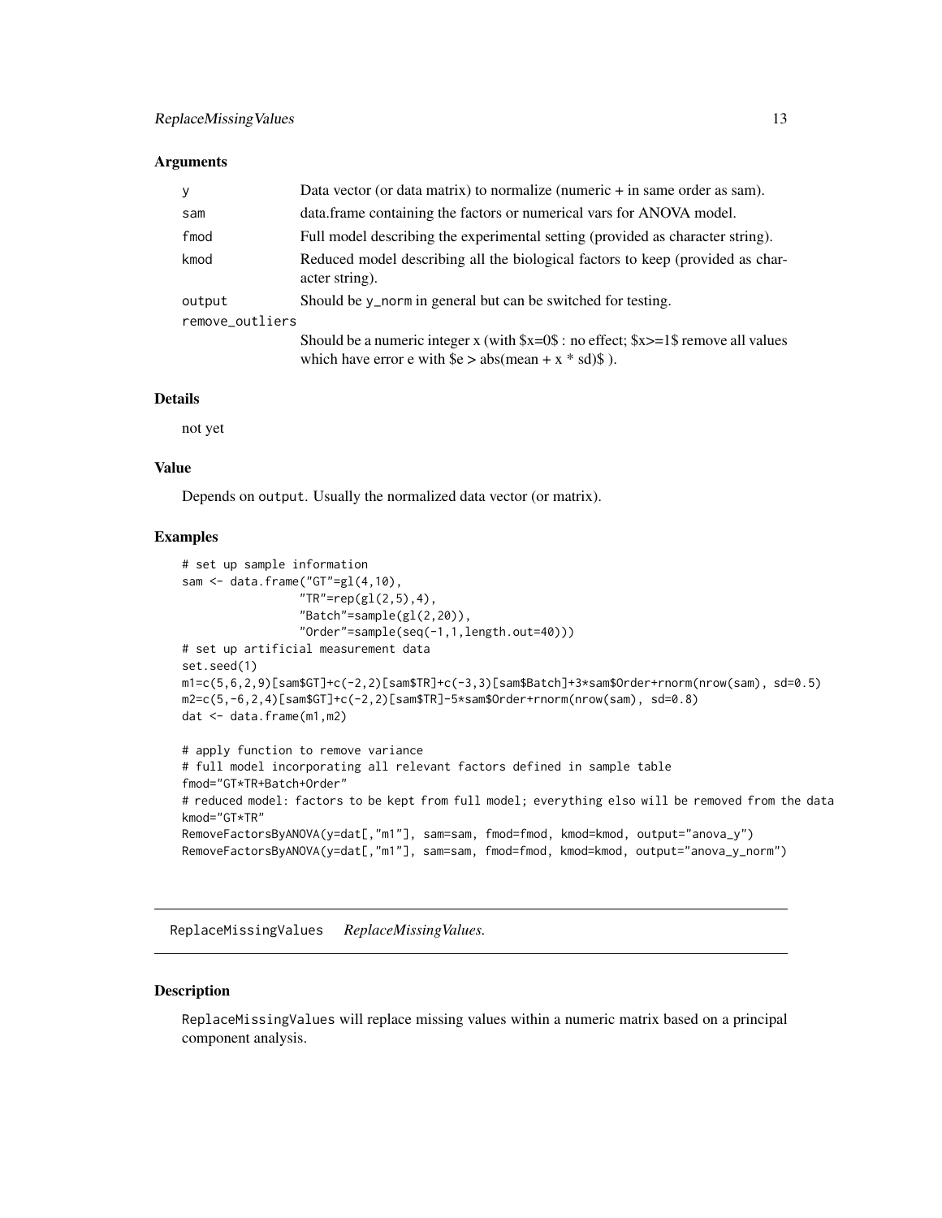### Arguments

| | |
|---|---|
| y | Data vector (or data matrix) to normalize (numeric + in same order as sam). |
| sam | data.frame containing the factors or numerical vars for ANOVA model. |
| fmod | Full model describing the experimental setting (provided as character string). |
| kmod | Reduced model describing all the biological factors to keep (provided as character string). |
| output | Should be y_norm in general but can be switched for testing. |
| remove_outliers | Should be a numeric integer x (with $x=0$ : no effect; $x>=1$ remove all values which have error e with $e > abs(mean + x * sd)$ ). |

### Details

not yet

### Value

Depends on output. Usually the normalized data vector (or matrix).

### Examples

```
# set up sample information
sam <- data.frame("GT"=gl(4,10),
                  "TR"=rep(gl(2,5),4),
                  "Batch"=sample(gl(2,20)),
                  "Order"=sample(seq(-1,1,length.out=40)))
# set up artificial measurement data
set.seed(1)
m1=c(5,6,2,9)[sam$GT]+c(-2,2)[sam$TR]+c(-3,3)[sam$Batch]+3*sam$Order+rnorm(nrow(sam), sd=0.5)
m2=c(5,-6,2,4)[sam$GT]+c(-2,2)[sam$TR]-5*sam$Order+rnorm(nrow(sam), sd=0.8)
dat <- data.frame(m1,m2)

# apply function to remove variance
# full model incorporating all relevant factors defined in sample table
fmod="GT*TR+Batch+Order"
# reduced model: factors to be kept from full model; everything elso will be removed from the data
kmod="GT*TR"
RemoveFactorsByANOVA(y=dat[,"m1"], sam=sam, fmod=fmod, kmod=kmod, output="anova_y")
RemoveFactorsByANOVA(y=dat[,"m1"], sam=sam, fmod=fmod, kmod=kmod, output="anova_y_norm")
```

## ReplaceMissingValues    *ReplaceMissingValues.*

### Description

ReplaceMissingValues will replace missing values within a numeric matrix based on a principal component analysis.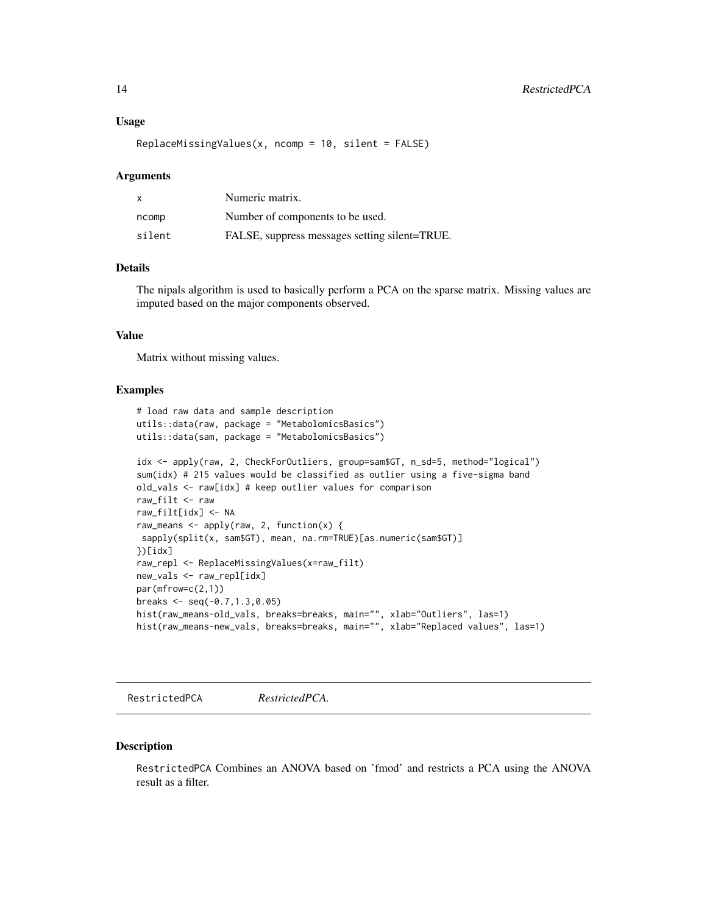### Usage

```
ReplaceMissingValues(x, ncomp = 10, silent = FALSE)
```

### Arguments

| | |
|---|---|
| x | Numeric matrix. |
| ncomp | Number of components to be used. |
| silent | FALSE, suppress messages setting silent=TRUE. |

### Details

The nipals algorithm is used to basically perform a PCA on the sparse matrix. Missing values are imputed based on the major components observed.

### Value

Matrix without missing values.

### Examples

```
# load raw data and sample description
utils::data(raw, package = "MetabolomicsBasics")
utils::data(sam, package = "MetabolomicsBasics")

idx <- apply(raw, 2, CheckForOutliers, group=sam$GT, n_sd=5, method="logical")
sum(idx) # 215 values would be classified as outlier using a five-sigma band
old_vals <- raw[idx] # keep outlier values for comparison
raw_filt <- raw
raw_filt[idx] <- NA
raw_means <- apply(raw, 2, function(x) {
 sapply(split(x, sam$GT), mean, na.rm=TRUE)[as.numeric(sam$GT)]
})[idx]
raw_repl <- ReplaceMissingValues(x=raw_filt)
new_vals <- raw_repl[idx]
par(mfrow=c(2,1))
breaks <- seq(-0.7,1.3,0.05)
hist(raw_means-old_vals, breaks=breaks, main="", xlab="Outliers", las=1)
hist(raw_means-new_vals, breaks=breaks, main="", xlab="Replaced values", las=1)
```

---

## RestrictedPCA *RestrictedPCA.*

---

### Description

RestrictedPCA Combines an ANOVA based on 'fmod' and restricts a PCA using the ANOVA result as a filter.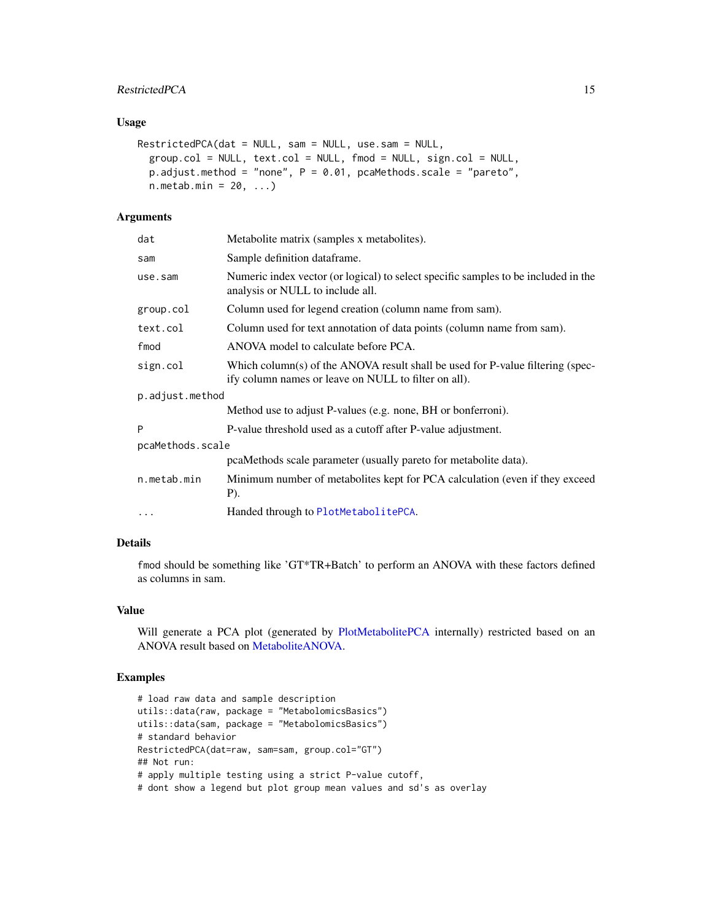## Usage

```
RestrictedPCA(dat = NULL, sam = NULL, use.sam = NULL,
  group.col = NULL, text.col = NULL, fmod = NULL, sign.col = NULL,
  p.adjust.method = "none", P = 0.01, pcaMethods.scale = "pareto",
  n.metab.min = 20, ...)
```

## Arguments

| Argument | Description |
|---|---|
| `dat` | Metabolite matrix (samples x metabolites). |
| `sam` | Sample definition dataframe. |
| `use.sam` | Numeric index vector (or logical) to select specific samples to be included in the analysis or NULL to include all. |
| `group.col` | Column used for legend creation (column name from sam). |
| `text.col` | Column used for text annotation of data points (column name from sam). |
| `fmod` | ANOVA model to calculate before PCA. |
| `sign.col` | Which column(s) of the ANOVA result shall be used for P-value filtering (specify column names or leave on NULL to filter on all). |
| `p.adjust.method` | Method use to adjust P-values (e.g. none, BH or bonferroni). |
| `P` | P-value threshold used as a cutoff after P-value adjustment. |
| `pcaMethods.scale` | pcaMethods scale parameter (usually pareto for metabolite data). |
| `n.metab.min` | Minimum number of metabolites kept for PCA calculation (even if they exceed P). |
| `...` | Handed through to `PlotMetabolitePCA`. |

## Details

`fmod` should be something like 'GT*TR+Batch' to perform an ANOVA with these factors defined as columns in sam.

## Value

Will generate a PCA plot (generated by PlotMetabolitePCA internally) restricted based on an ANOVA result based on MetaboliteANOVA.

## Examples

```
# load raw data and sample description
utils::data(raw, package = "MetabolomicsBasics")
utils::data(sam, package = "MetabolomicsBasics")
# standard behavior
RestrictedPCA(dat=raw, sam=sam, group.col="GT")
## Not run:
# apply multiple testing using a strict P-value cutoff,
# dont show a legend but plot group mean values and sd's as overlay
```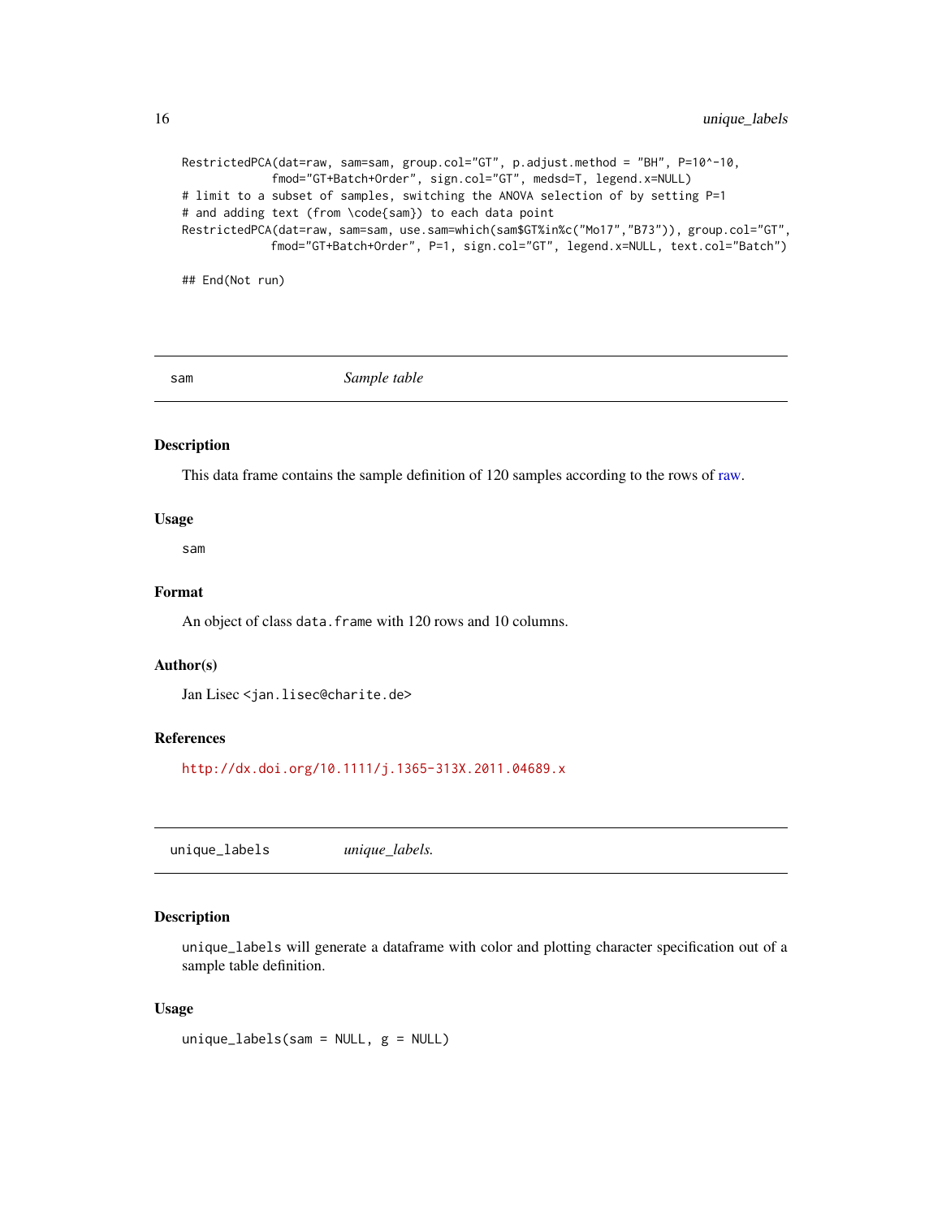```
RestrictedPCA(dat=raw, sam=sam, group.col="GT", p.adjust.method = "BH", P=10^-10,
            fmod="GT+Batch+Order", sign.col="GT", medsd=T, legend.x=NULL)
# limit to a subset of samples, switching the ANOVA selection of by setting P=1
# and adding text (from \code{sam}) to each data point
RestrictedPCA(dat=raw, sam=sam, use.sam=which(sam$GT%in%c("Mo17","B73")), group.col="GT",
            fmod="GT+Batch+Order", P=1, sign.col="GT", legend.x=NULL, text.col="Batch")

## End(Not run)
```

## sam — *Sample table*

### Description

This data frame contains the sample definition of 120 samples according to the rows of raw.

### Usage

```
sam
```

### Format

An object of class `data.frame` with 120 rows and 10 columns.

### Author(s)

Jan Lisec <jan.lisec@charite.de>

### References

http://dx.doi.org/10.1111/j.1365-313X.2011.04689.x

## unique_labels — *unique_labels.*

### Description

`unique_labels` will generate a dataframe with color and plotting character specification out of a sample table definition.

### Usage

```
unique_labels(sam = NULL, g = NULL)
```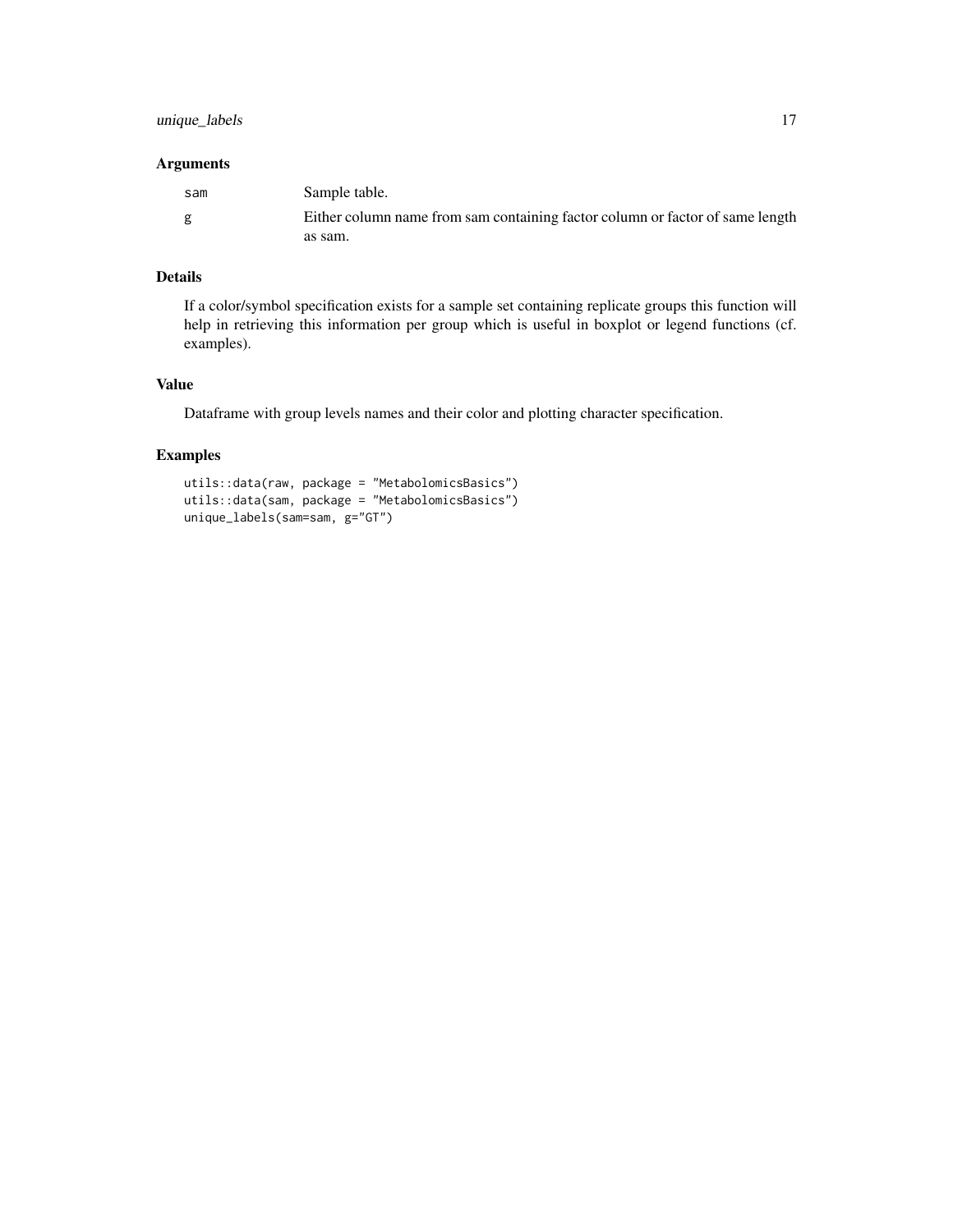### Arguments

| | |
|---|---|
| sam | Sample table. |
| g | Either column name from sam containing factor column or factor of same length as sam. |

### Details

If a color/symbol specification exists for a sample set containing replicate groups this function will help in retrieving this information per group which is useful in boxplot or legend functions (cf. examples).

### Value

Dataframe with group levels names and their color and plotting character specification.

### Examples

```
utils::data(raw, package = "MetabolomicsBasics")
utils::data(sam, package = "MetabolomicsBasics")
unique_labels(sam=sam, g="GT")
```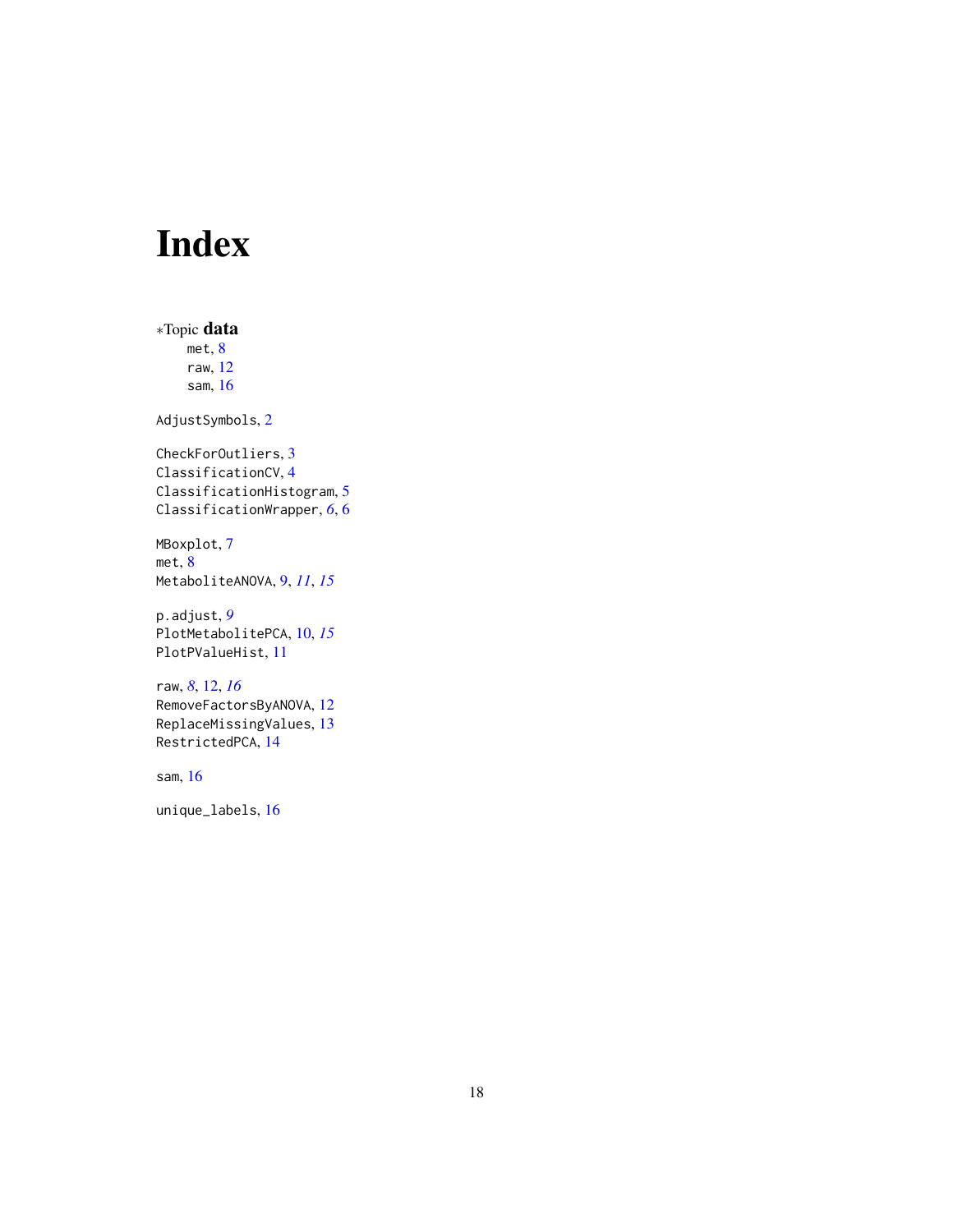# Index

∗Topic **data**

- met, 8
- raw, 12
- sam, 16

AdjustSymbols, 2

CheckForOutliers, 3
ClassificationCV, 4
ClassificationHistogram, 5
ClassificationWrapper, *6*, 6

MBoxplot, 7
met, 8
MetaboliteANOVA, 9, *11*, *15*

p.adjust, *9*
PlotMetabolitePCA, 10, *15*
PlotPValueHist, 11

raw, *8*, 12, *16*
RemoveFactorsByANOVA, 12
ReplaceMissingValues, 13
RestrictedPCA, 14

sam, 16

unique_labels, 16